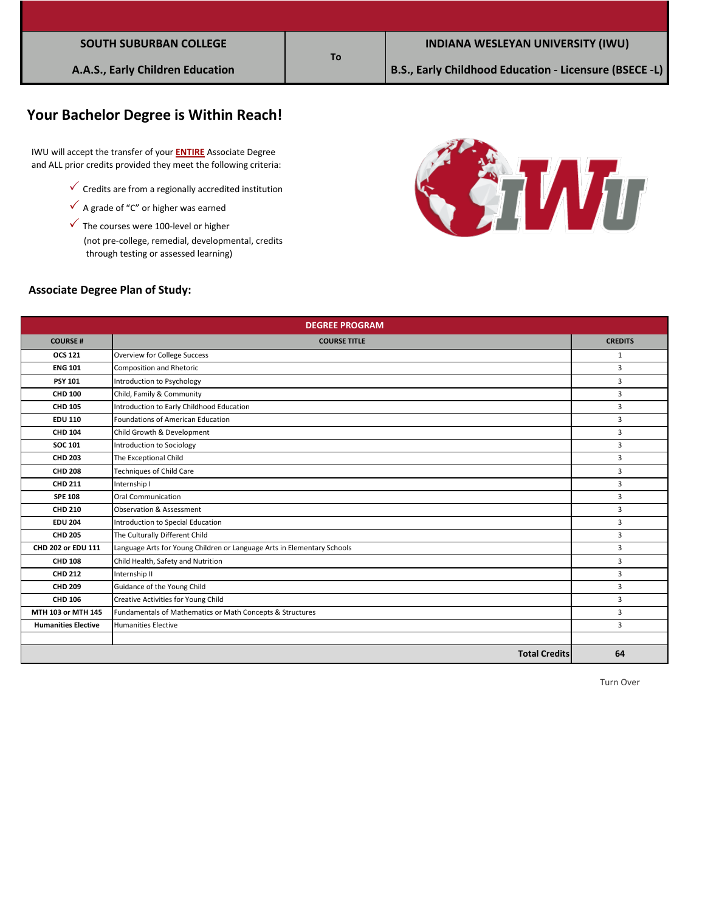| SOUTH SUBURBAN COLLEGE | To | INDIANA WESLEYAN UNIVERSITY (IWU) |
|---|---|---|
| A.A.S., Early Children Education | | B.S., Early Childhood Education - Licensure (BSECE -L) |

## Your Bachelor Degree is Within Reach!

IWU will accept the transfer of your **ENTIRE** Associate Degree and ALL prior credits provided they meet the following criteria:

- ✓ Credits are from a regionally accredited institution
- ✓ A grade of "C" or higher was earned
- ✓ The courses were 100-level or higher (not pre-college, remedial, developmental, credits through testing or assessed learning)

### Associate Degree Plan of Study:

| DEGREE PROGRAM | | |
|---|---|---|
| **COURSE #** | **COURSE TITLE** | **CREDITS** |
| **OCS 121** | Overview for College Success | 1 |
| **ENG 101** | Composition and Rhetoric | 3 |
| **PSY 101** | Introduction to Psychology | 3 |
| **CHD 100** | Child, Family & Community | 3 |
| **CHD 105** | Introduction to Early Childhood Education | 3 |
| **EDU 110** | Foundations of American Education | 3 |
| **CHD 104** | Child Growth & Development | 3 |
| **SOC 101** | Introduction to Sociology | 3 |
| **CHD 203** | The Exceptional Child | 3 |
| **CHD 208** | Techniques of Child Care | 3 |
| **CHD 211** | Internship I | 3 |
| **SPE 108** | Oral Communication | 3 |
| **CHD 210** | Observation & Assessment | 3 |
| **EDU 204** | Introduction to Special Education | 3 |
| **CHD 205** | The Culturally Different Child | 3 |
| **CHD 202 or EDU 111** | Language Arts for Young Children or Language Arts in Elementary Schools | 3 |
| **CHD 108** | Child Health, Safety and Nutrition | 3 |
| **CHD 212** | Internship II | 3 |
| **CHD 209** | Guidance of the Young Child | 3 |
| **CHD 106** | Creative Activities for Young Child | 3 |
| **MTH 103 or MTH 145** | Fundamentals of Mathematics or Math Concepts & Structures | 3 |
| **Humanities Elective** | Humanities Elective | 3 |
| | | |
| | **Total Credits** | **64** |

Turn Over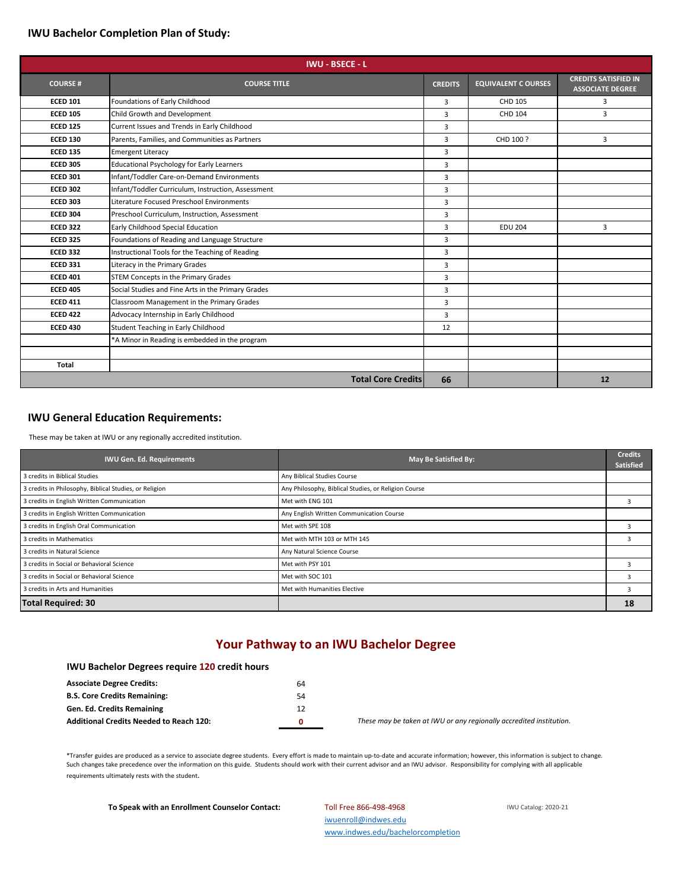## IWU Bachelor Completion Plan of Study:

| IWU - BSECE - L | | | | |
|---|---|---|---|---|
| **COURSE #** | **COURSE TITLE** | **CREDITS** | **EQUIVALENT C OURSES** | **CREDITS SATISFIED IN ASSOCIATE DEGREE** |
| **ECED 101** | Foundations of Early Childhood | 3 | CHD 105 | 3 |
| **ECED 105** | Child Growth and Development | 3 | CHD 104 | 3 |
| **ECED 125** | Current Issues and Trends in Early Childhood | 3 | | |
| **ECED 130** | Parents, Families, and Communities as Partners | 3 | CHD 100 ? | 3 |
| **ECED 135** | Emergent Literacy | 3 | | |
| **ECED 305** | Educational Psychology for Early Learners | 3 | | |
| **ECED 301** | Infant/Toddler Care-on-Demand Environments | 3 | | |
| **ECED 302** | Infant/Toddler Curriculum, Instruction, Assessment | 3 | | |
| **ECED 303** | Literature Focused Preschool Environments | 3 | | |
| **ECED 304** | Preschool Curriculum, Instruction, Assessment | 3 | | |
| **ECED 322** | Early Childhood Special Education | 3 | EDU 204 | 3 |
| **ECED 325** | Foundations of Reading and Language Structure | 3 | | |
| **ECED 332** | Instructional Tools for the Teaching of Reading | 3 | | |
| **ECED 331** | Literacy in the Primary Grades | 3 | | |
| **ECED 401** | STEM Concepts in the Primary Grades | 3 | | |
| **ECED 405** | Social Studies and Fine Arts in the Primary Grades | 3 | | |
| **ECED 411** | Classroom Management in the Primary Grades | 3 | | |
| **ECED 422** | Advocacy Internship in Early Childhood | 3 | | |
| **ECED 430** | Student Teaching in Early Childhood | 12 | | |
| | *A Minor in Reading is embedded in the program | | | |
| | | | | |
| **Total** | | | | |
| | **Total Core Credits** | **66** | | **12** |

## IWU General Education Requirements:

These may be taken at IWU or any regionally accredited institution.

| IWU Gen. Ed. Requirements | May Be Satisfied By: | Credits Satisfied |
|---|---|---|
| 3 credits in Biblical Studies | Any Biblical Studies Course | |
| 3 credits in Philosophy, Biblical Studies, or Religion | Any Philosophy, Biblical Studies, or Religion Course | |
| 3 credits in English Written Communication | Met with ENG 101 | 3 |
| 3 credits in English Written Communication | Any English Written Communication Course | |
| 3 credits in English Oral Communication | Met with SPE 108 | 3 |
| 3 credits in Mathematics | Met with MTH 103 or MTH 145 | 3 |
| 3 credits in Natural Science | Any Natural Science Course | |
| 3 credits in Social or Behavioral Science | Met with PSY 101 | 3 |
| 3 credits in Social or Behavioral Science | Met with SOC 101 | 3 |
| 3 credits in Arts and Humanities | Met with Humanities Elective | 3 |
| **Total Required: 30** | | **18** |

## Your Pathway to an IWU Bachelor Degree

**IWU Bachelor Degrees require 120 credit hours**

| | |
|---|---|
| **Associate Degree Credits:** | 64 |
| **B.S. Core Credits Remaining:** | 54 |
| **Gen. Ed. Credits Remaining** | 12 |
| **Additional Credits Needed to Reach 120:** | **0** |

*These may be taken at IWU or any regionally accredited institution.*

*Transfer guides are produced as a service to associate degree students. Every effort is made to maintain up-to-date and accurate information; however, this information is subject to change. Such changes take precedence over the information on this guide. Students should work with their current advisor and an IWU advisor. Responsibility for complying with all applicable requirements ultimately rests with the student.

**To Speak with an Enrollment Counselor Contact:**

Toll Free 866-498-4968
iwuenroll@indwes.edu
www.indwes.edu/bachelorcompletion

IWU Catalog: 2020-21